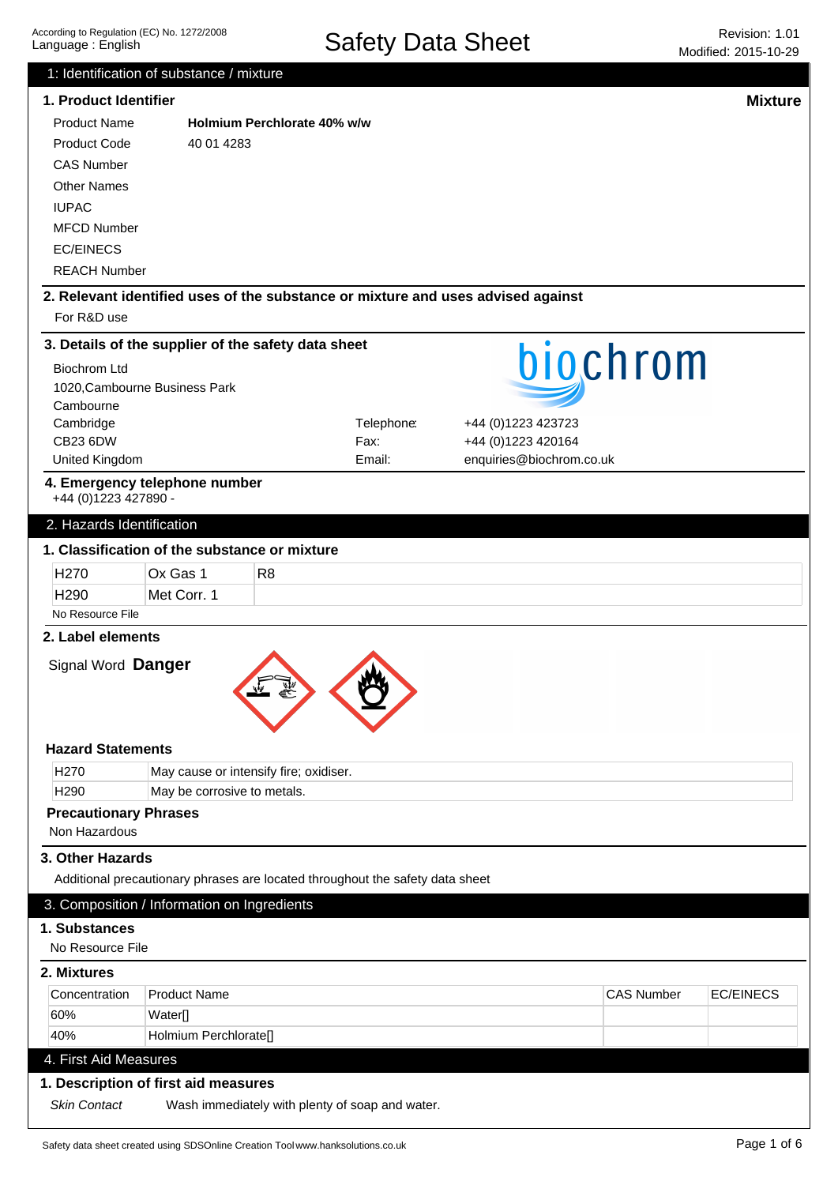According to Regulation (EC) No. 1272/2008
Language : English

# Safety Data Sheet

Revision: 1.01
Modified: 2015-10-29

## 1: Identification of substance / mixture

### 1. Product Identifier

**Mixture**

| | |
|---|---|
| Product Name | **Holmium Perchlorate 40% w/w** |
| Product Code | 40 01 4283 |
| CAS Number | |
| Other Names | |
| IUPAC | |
| MFCD Number | |
| EC/EINECS | |
| REACH Number | |

### 2. Relevant identified uses of the substance or mixture and uses advised against

For R&D use

### 3. Details of the supplier of the safety data sheet

biochrom

Biochrom Ltd
1020,Cambourne Business Park
Cambourne
Cambridge
CB23 6DW
United Kingdom

Telephone: +44 (0)1223 423723
Fax: +44 (0)1223 420164
Email: enquiries@biochrom.co.uk

### 4. Emergency telephone number

+44 (0)1223 427890 -

## 2. Hazards Identification

### 1. Classification of the substance or mixture

| | | |
|---|---|---|
| H270 | Ox Gas 1 | R8 |
| H290 | Met Corr. 1 | |

No Resource File

### 2. Label elements

Signal Word **Danger**

### Hazard Statements

| | |
|---|---|
| H270 | May cause or intensify fire; oxidiser. |
| H290 | May be corrosive to metals. |

### Precautionary Phrases

Non Hazardous

### 3. Other Hazards

Additional precautionary phrases are located throughout the safety data sheet

## 3. Composition / Information on Ingredients

### 1. Substances

No Resource File

### 2. Mixtures

| Concentration | Product Name | CAS Number | EC/EINECS |
|---|---|---|---|
| 60% | Water[] | | |
| 40% | Holmium Perchlorate[] | | |

## 4. First Aid Measures

### 1. Description of first aid measures

*Skin Contact* Wash immediately with plenty of soap and water.

Safety data sheet created using SDSOnline Creation Tool www.hanksolutions.co.uk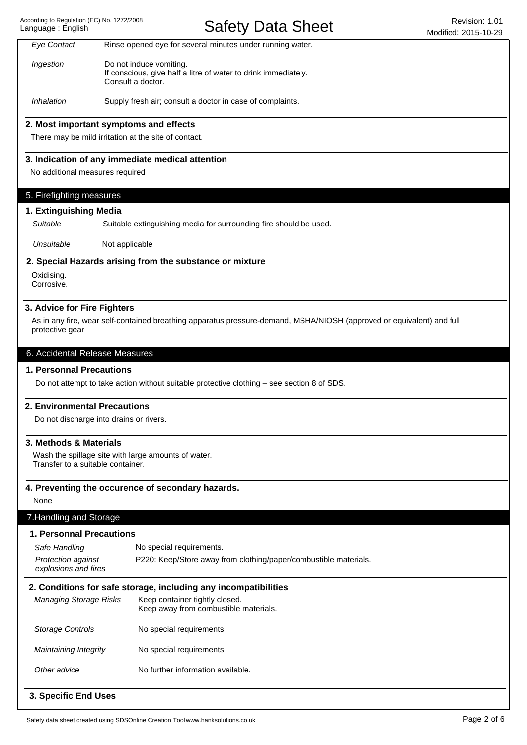| | |
|---|---|
| *Eye Contact* | Rinse opened eye for several minutes under running water. |
| *Ingestion* | Do not induce vomiting.<br>If conscious, give half a litre of water to drink immediately.<br>Consult a doctor. |
| *Inhalation* | Supply fresh air; consult a doctor in case of complaints. |

### 2. Most important symptoms and effects

There may be mild irritation at the site of contact.

### 3. Indication of any immediate medical attention

No additional measures required

## 5. Firefighting measures

### 1. Extinguishing Media

| | |
|---|---|
| *Suitable* | Suitable extinguishing media for surrounding fire should be used. |
| *Unsuitable* | Not applicable |

### 2. Special Hazards arising from the substance or mixture

Oxidising.
Corrosive.

### 3. Advice for Fire Fighters

As in any fire, wear self-contained breathing apparatus pressure-demand, MSHA/NIOSH (approved or equivalent) and full protective gear

## 6. Accidental Release Measures

### 1. Personnal Precautions

Do not attempt to take action without suitable protective clothing – see section 8 of SDS.

### 2. Environmental Precautions

Do not discharge into drains or rivers.

### 3. Methods & Materials

Wash the spillage site with large amounts of water.
Transfer to a suitable container.

### 4. Preventing the occurence of secondary hazards.

None

## 7.Handling and Storage

### 1. Personnal Precautions

| | |
|---|---|
| *Safe Handling* | No special requirements. |
| *Protection against explosions and fires* | P220: Keep/Store away from clothing/paper/combustible materials. |

### 2. Conditions for safe storage, including any incompatibilities

| | |
|---|---|
| *Managing Storage Risks* | Keep container tightly closed.<br>Keep away from combustible materials. |
| *Storage Controls* | No special requirements |
| *Maintaining Integrity* | No special requirements |
| *Other advice* | No further information available. |

### 3. Specific End Uses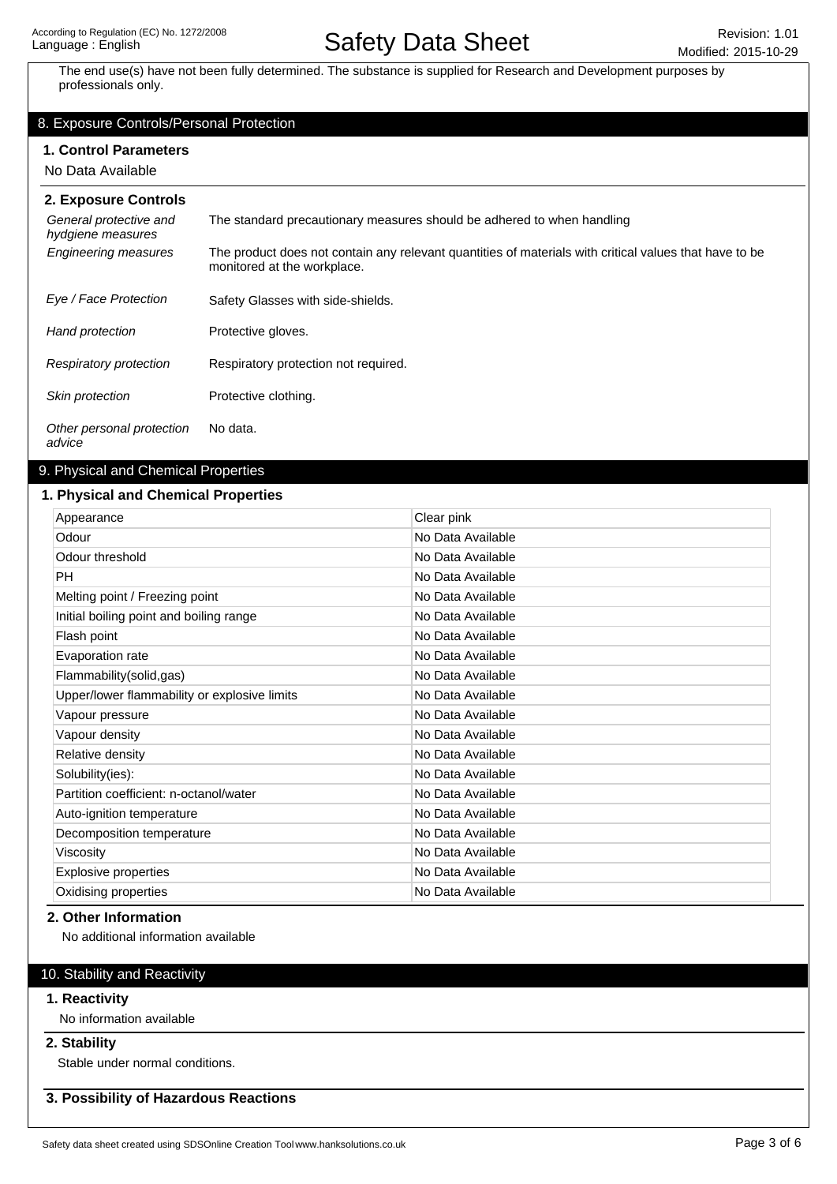The end use(s) have not been fully determined. The substance is supplied for Research and Development purposes by professionals only.

## 8. Exposure Controls/Personal Protection

### 1. Control Parameters

No Data Available

### 2. Exposure Controls

| | |
|---|---|
| *General protective and hydgiene measures* | The standard precautionary measures should be adhered to when handling |
| *Engineering measures* | The product does not contain any relevant quantities of materials with critical values that have to be monitored at the workplace. |
| *Eye / Face Protection* | Safety Glasses with side-shields. |
| *Hand protection* | Protective gloves. |
| *Respiratory protection* | Respiratory protection not required. |
| *Skin protection* | Protective clothing. |
| *Other personal protection advice* | No data. |

## 9. Physical and Chemical Properties

### 1. Physical and Chemical Properties

| | |
|---|---|
| Appearance | Clear pink |
| Odour | No Data Available |
| Odour threshold | No Data Available |
| PH | No Data Available |
| Melting point / Freezing point | No Data Available |
| Initial boiling point and boiling range | No Data Available |
| Flash point | No Data Available |
| Evaporation rate | No Data Available |
| Flammability(solid,gas) | No Data Available |
| Upper/lower flammability or explosive limits | No Data Available |
| Vapour pressure | No Data Available |
| Vapour density | No Data Available |
| Relative density | No Data Available |
| Solubility(ies): | No Data Available |
| Partition coefficient: n-octanol/water | No Data Available |
| Auto-ignition temperature | No Data Available |
| Decomposition temperature | No Data Available |
| Viscosity | No Data Available |
| Explosive properties | No Data Available |
| Oxidising properties | No Data Available |

### 2. Other Information

No additional information available

## 10. Stability and Reactivity

### 1. Reactivity

No information available

### 2. Stability

Stable under normal conditions.

### 3. Possibility of Hazardous Reactions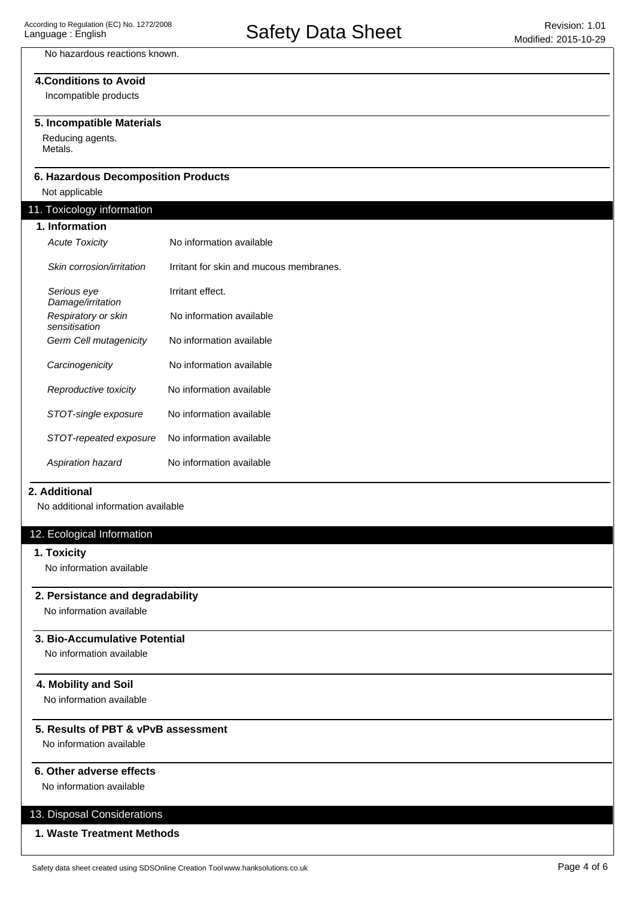No hazardous reactions known.

### 4.Conditions to Avoid

Incompatible products

### 5. Incompatible Materials

Reducing agents.
Metals.

### 6. Hazardous Decomposition Products

Not applicable

## 11. Toxicology information

### 1. Information

| | |
|---|---|
| *Acute Toxicity* | No information available |
| *Skin corrosion/irritation* | Irritant for skin and mucous membranes. |
| *Serious eye Damage/irritation* | Irritant effect. |
| *Respiratory or skin sensitisation* | No information available |
| *Germ Cell mutagenicity* | No information available |
| *Carcinogenicity* | No information available |
| *Reproductive toxicity* | No information available |
| *STOT-single exposure* | No information available |
| *STOT-repeated exposure* | No information available |
| *Aspiration hazard* | No information available |

### 2. Additional

No additional information available

## 12. Ecological Information

### 1. Toxicity

No information available

### 2. Persistance and degradability

No information available

### 3. Bio-Accumulative Potential

No information available

### 4. Mobility and Soil

No information available

### 5. Results of PBT & vPvB assessment

No information available

### 6. Other adverse effects

No information available

## 13. Disposal Considerations

### 1. Waste Treatment Methods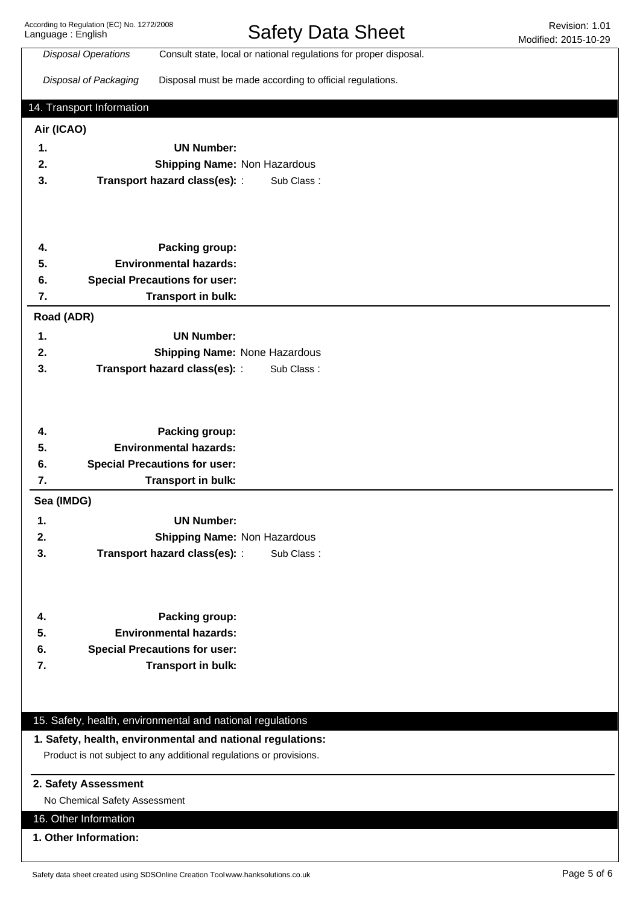| | |
|---|---|
| *Disposal Operations* | Consult state, local or national regulations for proper disposal. |
| *Disposal of Packaging* | Disposal must be made according to official regulations. |

## 14. Transport Information

### Air (ICAO)

1. **UN Number:**
2. **Shipping Name:** Non Hazardous
3. **Transport hazard class(es):** : Sub Class :
4. **Packing group:**
5. **Environmental hazards:**
6. **Special Precautions for user:**
7. **Transport in bulk:**

### Road (ADR)

1. **UN Number:**
2. **Shipping Name:** None Hazardous
3. **Transport hazard class(es):** : Sub Class :
4. **Packing group:**
5. **Environmental hazards:**
6. **Special Precautions for user:**
7. **Transport in bulk:**

### Sea (IMDG)

1. **UN Number:**
2. **Shipping Name:** Non Hazardous
3. **Transport hazard class(es):** : Sub Class :
4. **Packing group:**
5. **Environmental hazards:**
6. **Special Precautions for user:**
7. **Transport in bulk:**

## 15. Safety, health, environmental and national regulations

**1. Safety, health, environmental and national regulations:**

Product is not subject to any additional regulations or provisions.

**2. Safety Assessment**

No Chemical Safety Assessment

## 16. Other Information

**1. Other Information:**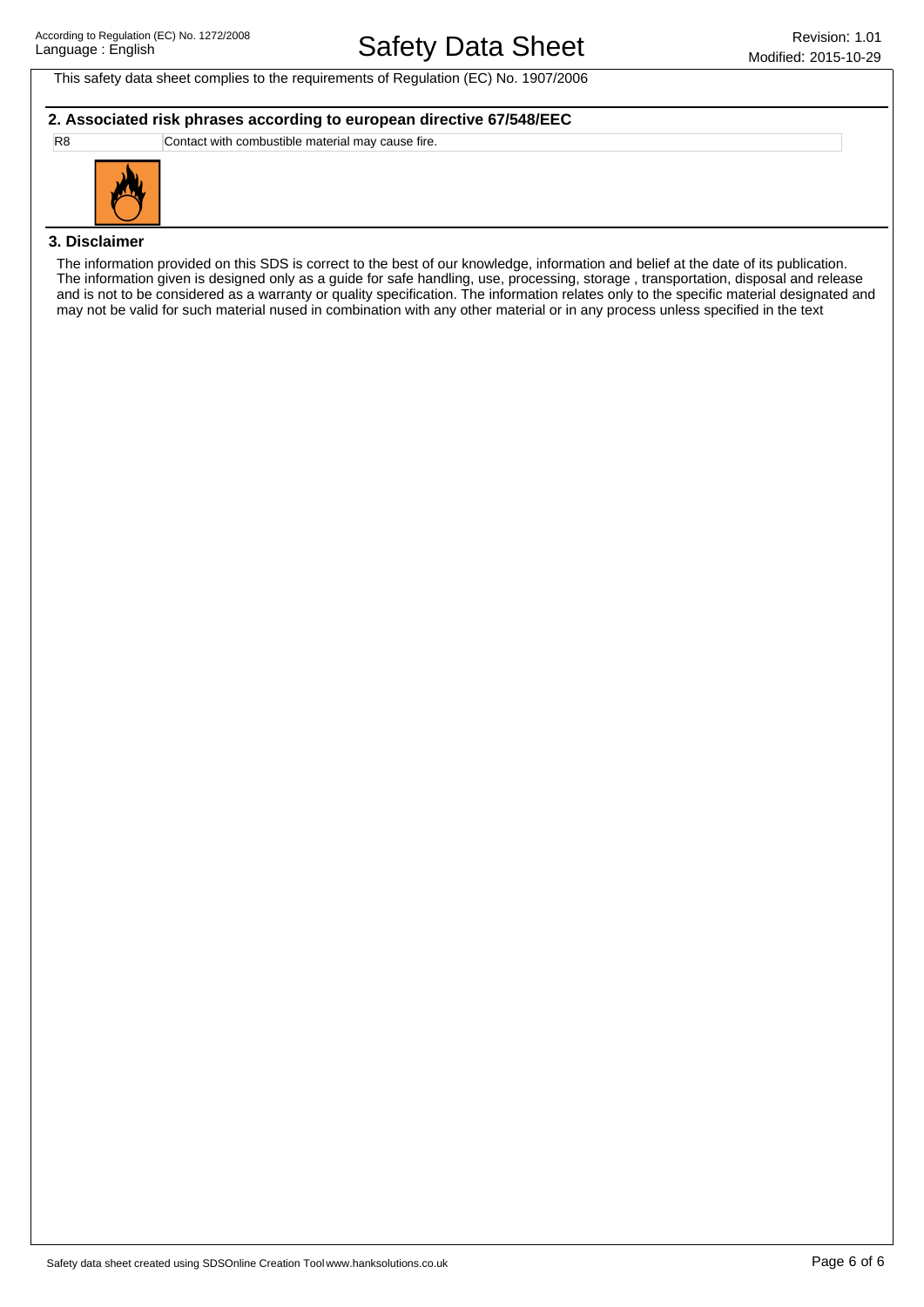This safety data sheet complies to the requirements of Regulation (EC) No. 1907/2006

## 2. Associated risk phrases according to european directive 67/548/EEC

| | |
|---|---|
| R8 | Contact with combustible material may cause fire. |

## 3. Disclaimer

The information provided on this SDS is correct to the best of our knowledge, information and belief at the date of its publication. The information given is designed only as a guide for safe handling, use, processing, storage , transportation, disposal and release and is not to be considered as a warranty or quality specification. The information relates only to the specific material designated and may not be valid for such material nused in combination with any other material or in any process unless specified in the text